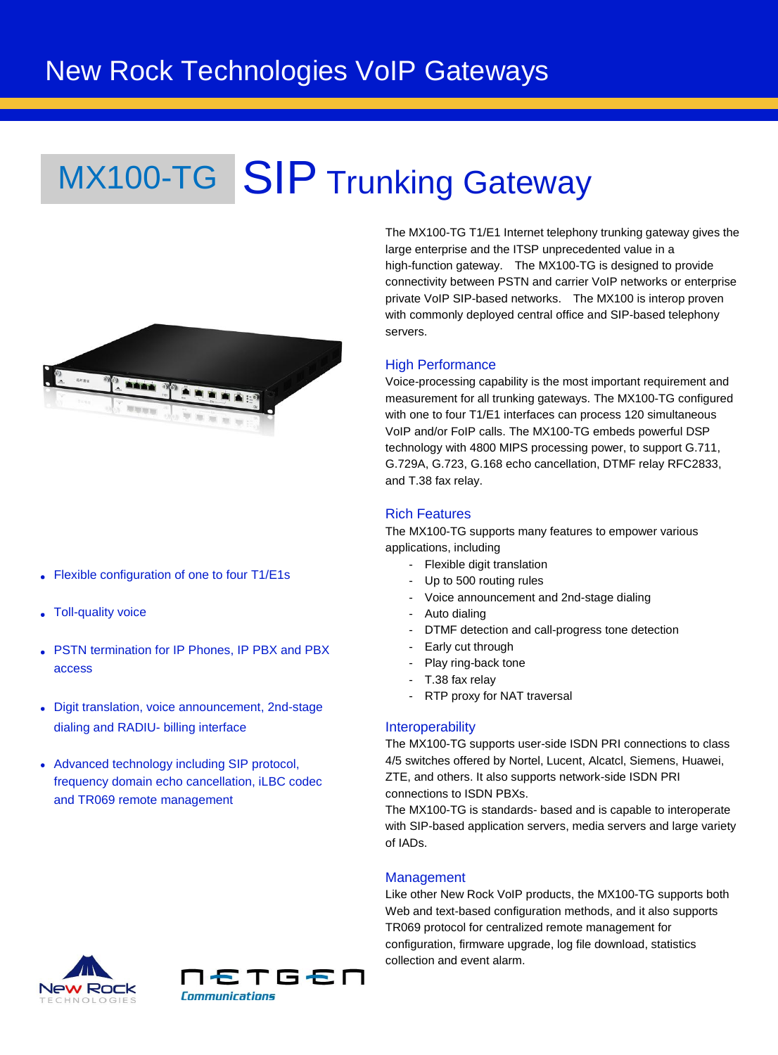# New Rock Technologies VoIP Gateways

## MX100-TG SIP Trunking Gateway

- Flexible configuration of one to four T1/E1s
- Toll-quality voice
- PSTN termination for IP Phones, IP PBX and PBX access
- Digit translation, voice announcement, 2nd-stage dialing and RADIU- billing interface
- Advanced technology including SIP protocol, frequency domain echo cancellation, iLBC codec and TR069 remote management

The MX100-TG T1/E1 Internet telephony trunking gateway gives the large enterprise and the ITSP unprecedented value in a high-function gateway. The MX100-TG is designed to provide connectivity between PSTN and carrier VoIP networks or enterprise private VoIP SIP-based networks. The MX100 is interop proven with commonly deployed central office and SIP-based telephony servers.

### High Performance

Voice-processing capability is the most important requirement and measurement for all trunking gateways. The MX100-TG configured with one to four T1/E1 interfaces can process 120 simultaneous VoIP and/or FoIP calls. The MX100-TG embeds powerful DSP technology with 4800 MIPS processing power, to support G.711, G.729A, G.723, G.168 echo cancellation, DTMF relay RFC2833, and T.38 fax relay.

### Rich Features

The MX100-TG supports many features to empower various applications, including

- Flexible digit translation
- Up to 500 routing rules
- Voice announcement and 2nd-stage dialing
- Auto dialing
- DTMF detection and call-progress tone detection
- Early cut through
- Play ring-back tone
- T.38 fax relay
- RTP proxy for NAT traversal

### Interoperability

The MX100-TG supports user-side ISDN PRI connections to class 4/5 switches offered by Nortel, Lucent, Alcatcl, Siemens, Huawei, ZTE, and others. It also supports network-side ISDN PRI connections to ISDN PBXs.

The MX100-TG is standards- based and is capable to interoperate with SIP-based application servers, media servers and large variety of IADs.

### Management

Like other New Rock VoIP products, the MX100-TG supports both Web and text-based configuration methods, and it also supports TR069 protocol for centralized remote management for configuration, firmware upgrade, log file download, statistics collection and event alarm.

New Rock TECHNOLOGIES

NETGEN Communications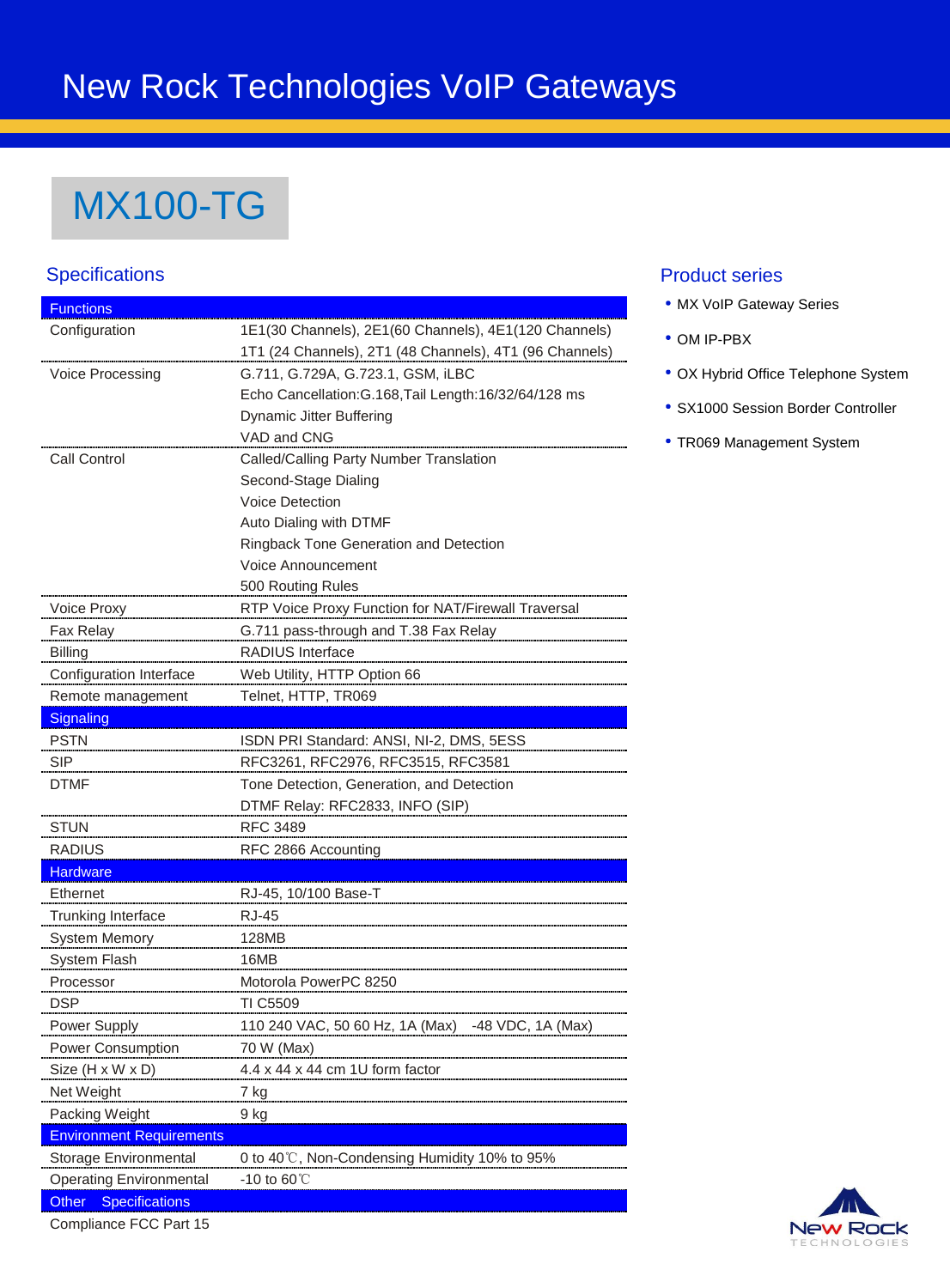# New Rock Technologies VoIP Gateways

## MX100-TG

### Specifications

| | |
|---|---|
| **Functions** | |
| Configuration | 1E1(30 Channels), 2E1(60 Channels), 4E1(120 Channels)<br>1T1 (24 Channels), 2T1 (48 Channels), 4T1 (96 Channels) |
| Voice Processing | G.711, G.729A, G.723.1, GSM, iLBC<br>Echo Cancellation:G.168,Tail Length:16/32/64/128 ms<br>Dynamic Jitter Buffering<br>VAD and CNG |
| Call Control | Called/Calling Party Number Translation<br>Second-Stage Dialing<br>Voice Detection<br>Auto Dialing with DTMF<br>Ringback Tone Generation and Detection<br>Voice Announcement<br>500 Routing Rules |
| Voice Proxy | RTP Voice Proxy Function for NAT/Firewall Traversal |
| Fax Relay | G.711 pass-through and T.38 Fax Relay |
| Billing | RADIUS Interface |
| Configuration Interface | Web Utility, HTTP Option 66 |
| Remote management | Telnet, HTTP, TR069 |
| **Signaling** | |
| PSTN | ISDN PRI Standard: ANSI, NI-2, DMS, 5ESS |
| SIP | RFC3261, RFC2976, RFC3515, RFC3581 |
| DTMF | Tone Detection, Generation, and Detection<br>DTMF Relay: RFC2833, INFO (SIP) |
| STUN | RFC 3489 |
| RADIUS | RFC 2866 Accounting |
| **Hardware** | |
| Ethernet | RJ-45, 10/100 Base-T |
| Trunking Interface | RJ-45 |
| System Memory | 128MB |
| System Flash | 16MB |
| Processor | Motorola PowerPC 8250 |
| DSP | TI C5509 |
| Power Supply | 110 240 VAC, 50 60 Hz, 1A (Max) -48 VDC, 1A (Max) |
| Power Consumption | 70 W (Max) |
| Size (H x W x D) | 4.4 x 44 x 44 cm 1U form factor |
| Net Weight | 7 kg |
| Packing Weight | 9 kg |
| **Environment Requirements** | |
| Storage Environmental | 0 to 40℃, Non-Condensing Humidity 10% to 95% |
| Operating Environmental | -10 to 60℃ |
| **Other Specifications** | |
| Compliance FCC Part 15 | |

### Product series

- MX VoIP Gateway Series
- OM IP-PBX
- OX Hybrid Office Telephone System
- SX1000 Session Border Controller
- TR069 Management System

New Rock TECHNOLOGIES